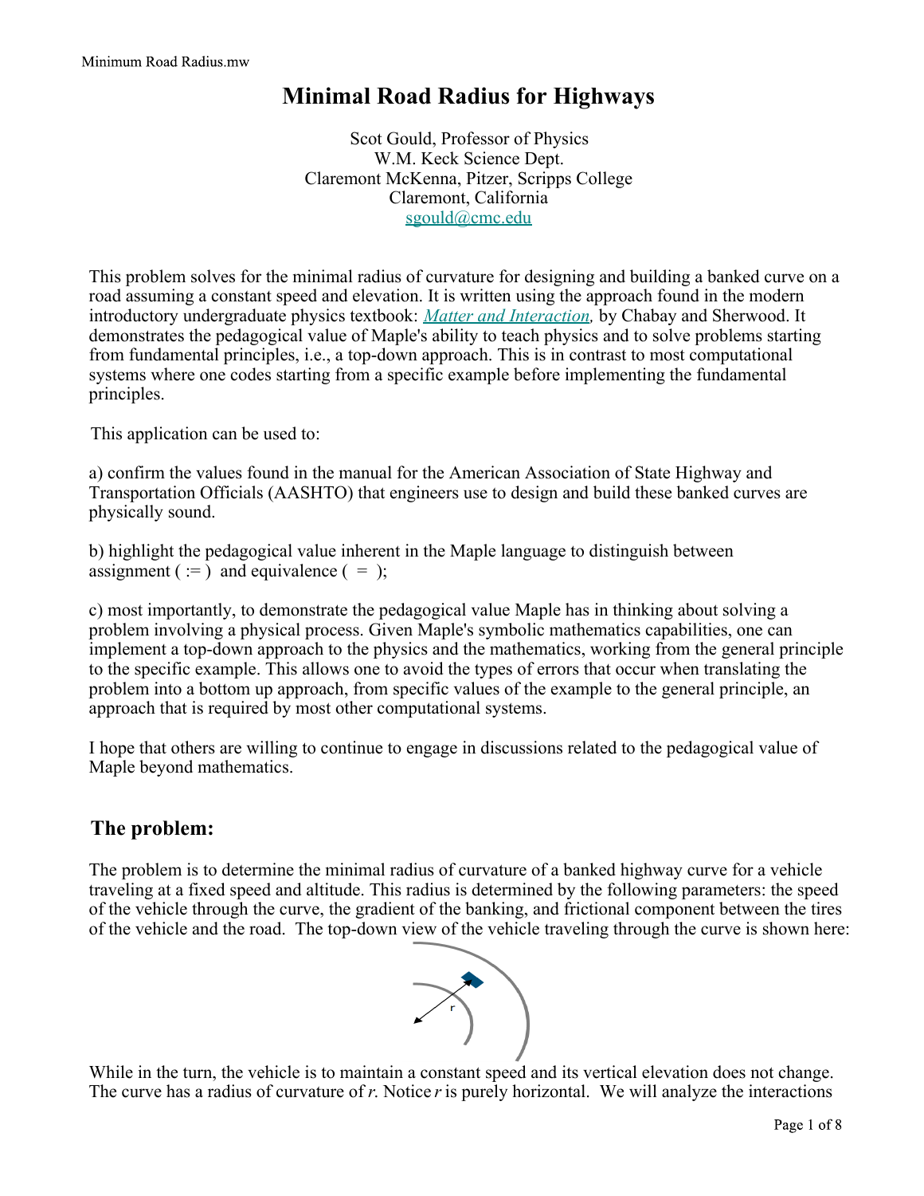# Minimal Road Radius for Highways

Scot Gould, Professor of Physics
W.M. Keck Science Dept.
Claremont McKenna, Pitzer, Scripps College
Claremont, California
sgould@cmc.edu

This problem solves for the minimal radius of curvature for designing and building a banked curve on a road assuming a constant speed and elevation. It is written using the approach found in the modern introductory undergraduate physics textbook: *Matter and Interaction,* by Chabay and Sherwood. It demonstrates the pedagogical value of Maple's ability to teach physics and to solve problems starting from fundamental principles, i.e., a top-down approach. This is in contrast to most computational systems where one codes starting from a specific example before implementing the fundamental principles.

This application can be used to:

a) confirm the values found in the manual for the American Association of State Highway and Transportation Officials (AASHTO) that engineers use to design and build these banked curves are physically sound.

b) highlight the pedagogical value inherent in the Maple language to distinguish between assignment ( := ) and equivalence ( = );

c) most importantly, to demonstrate the pedagogical value Maple has in thinking about solving a problem involving a physical process. Given Maple's symbolic mathematics capabilities, one can implement a top-down approach to the physics and the mathematics, working from the general principle to the specific example. This allows one to avoid the types of errors that occur when translating the problem into a bottom up approach, from specific values of the example to the general principle, an approach that is required by most other computational systems.

I hope that others are willing to continue to engage in discussions related to the pedagogical value of Maple beyond mathematics.

## The problem:

The problem is to determine the minimal radius of curvature of a banked highway curve for a vehicle traveling at a fixed speed and altitude. This radius is determined by the following parameters: the speed of the vehicle through the curve, the gradient of the banking, and frictional component between the tires of the vehicle and the road. The top-down view of the vehicle traveling through the curve is shown here:

While in the turn, the vehicle is to maintain a constant speed and its vertical elevation does not change. The curve has a radius of curvature of $r$. Notice $r$ is purely horizontal. We will analyze the interactions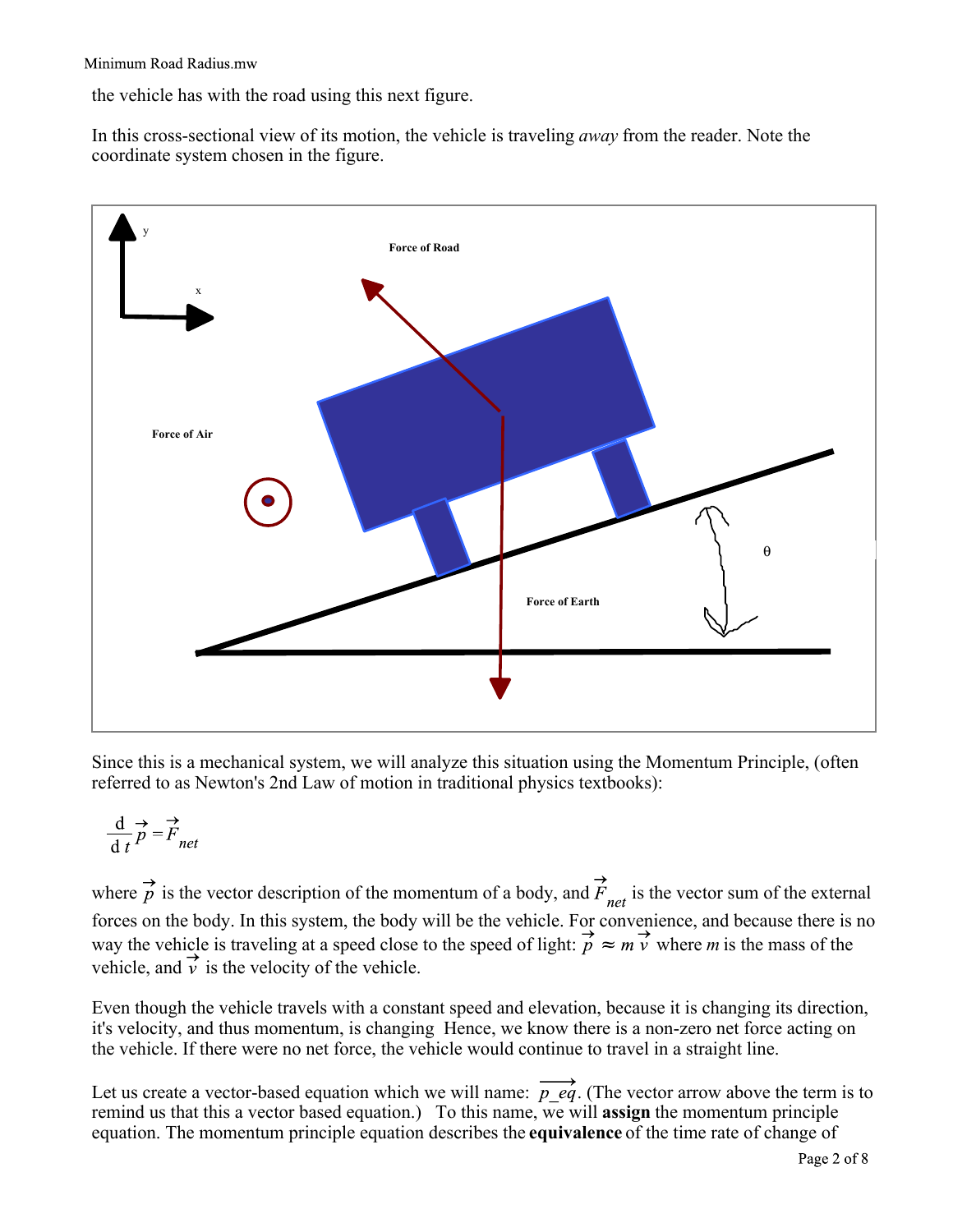the vehicle has with the road using this next figure.

In this cross-sectional view of its motion, the vehicle is traveling *away* from the reader. Note the coordinate system chosen in the figure.

Since this is a mechanical system, we will analyze this situation using the Momentum Principle, (often referred to as Newton's 2nd Law of motion in traditional physics textbooks):

$$\frac{d}{dt}\vec{p} = \vec{F}_{net}$$

where $\vec{p}$ is the vector description of the momentum of a body, and $\vec{F}_{net}$ is the vector sum of the external forces on the body. In this system, the body will be the vehicle. For convenience, and because there is no way the vehicle is traveling at a speed close to the speed of light: $\vec{p} \approx m\,\vec{v}$ where $m$ is the mass of the vehicle, and $\vec{v}$ is the velocity of the vehicle.

Even though the vehicle travels with a constant speed and elevation, because it is changing its direction, it's velocity, and thus momentum, is changing Hence, we know there is a non-zero net force acting on the vehicle. If there were no net force, the vehicle would continue to travel in a straight line.

Let us create a vector-based equation which we will name: $\overrightarrow{p\_eq}$. (The vector arrow above the term is to remind us that this a vector based equation.) To this name, we will **assign** the momentum principle equation. The momentum principle equation describes the **equivalence** of the time rate of change of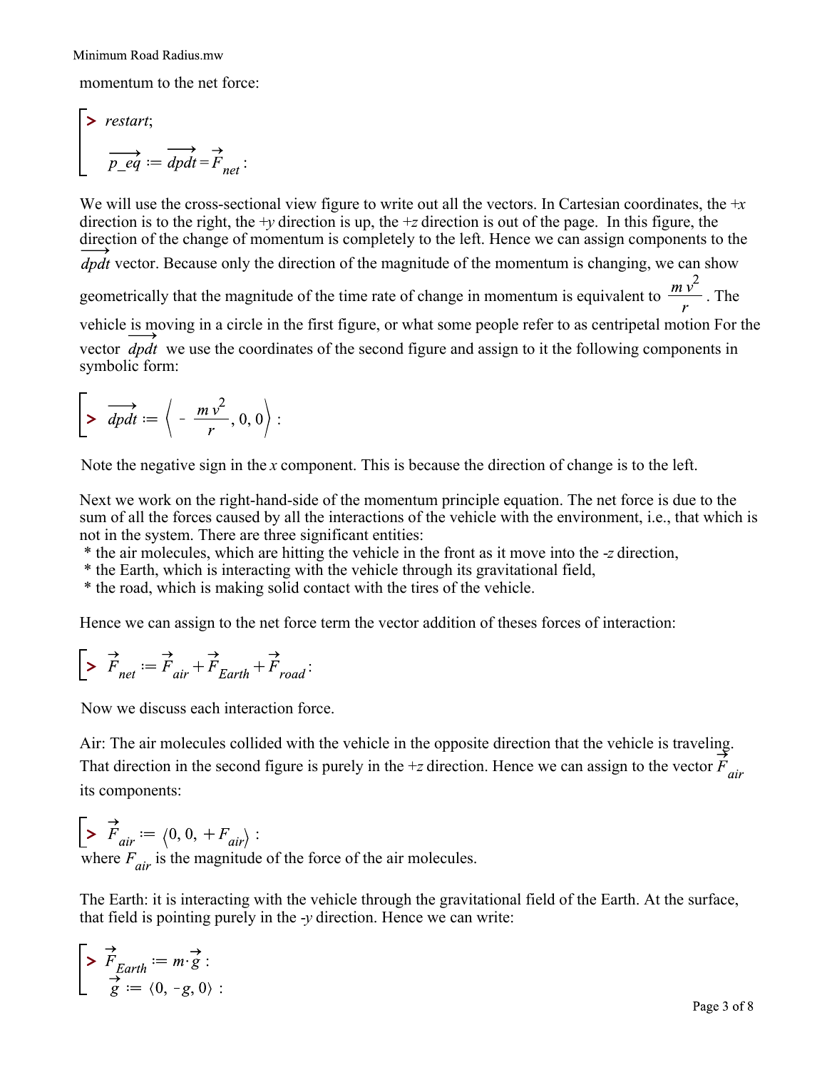momentum to the net force:

```
> restart;
  p_eq := dpdt = F_net :
```

$$\overrightarrow{p\_eq} := \overrightarrow{dpdt} = \vec{F}_{net} :$$

We will use the cross-sectional view figure to write out all the vectors. In Cartesian coordinates, the $+x$ direction is to the right, the $+y$ direction is up, the $+z$ direction is out of the page. In this figure, the direction of the change of momentum is completely to the left. Hence we can assign components to the $\overrightarrow{dpdt}$ vector. Because only the direction of the magnitude of the momentum is changing, we can show geometrically that the magnitude of the time rate of change in momentum is equivalent to $\frac{m\,v^2}{r}$. The vehicle is moving in a circle in the first figure, or what some people refer to as centripetal motion For the vector $\overrightarrow{dpdt}$ we use the coordinates of the second figure and assign to it the following components in symbolic form:

$$> \overrightarrow{dpdt} := \left\langle -\frac{m\,v^2}{r}, 0, 0 \right\rangle :$$

Note the negative sign in the $x$ component. This is because the direction of change is to the left.

Next we work on the right-hand-side of the momentum principle equation. The net force is due to the sum of all the forces caused by all the interactions of the vehicle with the environment, i.e., that which is not in the system. There are three significant entities:

* the air molecules, which are hitting the vehicle in the front as it move into the $-z$ direction,
* the Earth, which is interacting with the vehicle through its gravitational field,
* the road, which is making solid contact with the tires of the vehicle.

Hence we can assign to the net force term the vector addition of theses forces of interaction:

$$> \vec{F}_{net} := \vec{F}_{air} + \vec{F}_{Earth} + \vec{F}_{road} :$$

Now we discuss each interaction force.

Air: The air molecules collided with the vehicle in the opposite direction that the vehicle is traveling. That direction in the second figure is purely in the $+z$ direction. Hence we can assign to the vector $\vec{F}_{air}$ its components:

$$> \vec{F}_{air} := \langle 0, 0, +F_{air} \rangle :$$

where $F_{air}$ is the magnitude of the force of the air molecules.

The Earth: it is interacting with the vehicle through the gravitational field of the Earth. At the surface, that field is pointing purely in the $-y$ direction. Hence we can write:

$$> \vec{F}_{Earth} := m \cdot \vec{g} :$$

$$\vec{g} := \langle 0, -g, 0 \rangle :$$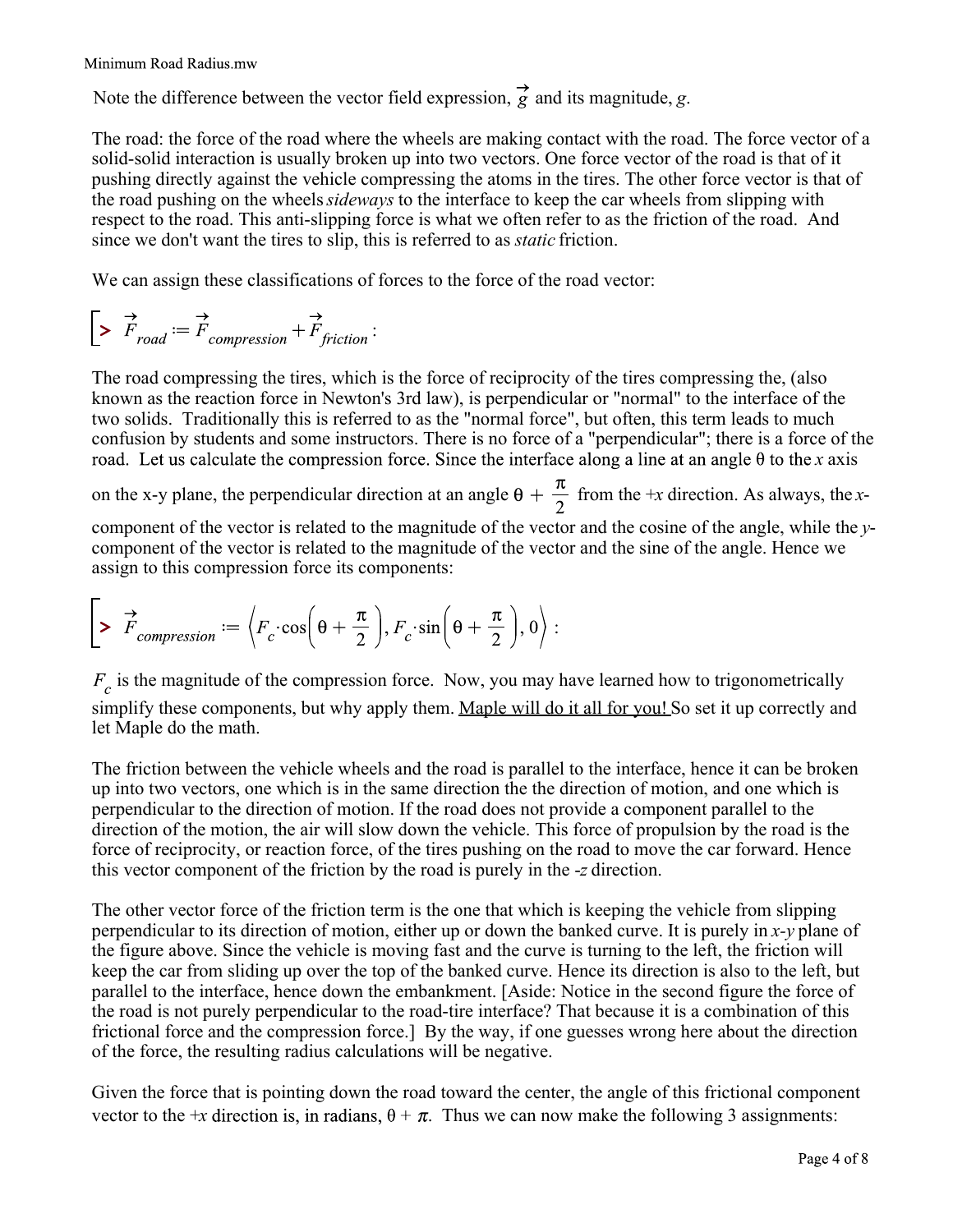Note the difference between the vector field expression, $\vec{g}$ and its magnitude, $g$.

The road: the force of the road where the wheels are making contact with the road. The force vector of a solid-solid interaction is usually broken up into two vectors. One force vector of the road is that of it pushing directly against the vehicle compressing the atoms in the tires. The other force vector is that of the road pushing on the wheels *sideways* to the interface to keep the car wheels from slipping with respect to the road. This anti-slipping force is what we often refer to as the friction of the road. And since we don't want the tires to slip, this is referred to as *static* friction.

We can assign these classifications of forces to the force of the road vector:

$$> \vec{F}_{road} := \vec{F}_{compression} + \vec{F}_{friction} :$$

The road compressing the tires, which is the force of reciprocity of the tires compressing the, (also known as the reaction force in Newton's 3rd law), is perpendicular or "normal" to the interface of the two solids. Traditionally this is referred to as the "normal force", but often, this term leads to much confusion by students and some instructors. There is no force of a "perpendicular"; there is a force of the road. Let us calculate the compression force. Since the interface along a line at an angle θ to the $x$ axis on the x-y plane, the perpendicular direction at an angle $\theta + \frac{\pi}{2}$ from the $+x$ direction. As always, the $x$-component of the vector is related to the magnitude of the vector and the cosine of the angle, while the $y$-component of the vector is related to the magnitude of the vector and the sine of the angle. Hence we assign to this compression force its components:

$$> \vec{F}_{compression} := \left\langle F_c \cdot \cos\left(\theta + \frac{\pi}{2}\right), F_c \cdot \sin\left(\theta + \frac{\pi}{2}\right), 0 \right\rangle :$$

$F_c$ is the magnitude of the compression force. Now, you may have learned how to trigonometrically simplify these components, but why apply them. Maple will do it all for you! So set it up correctly and let Maple do the math.

The friction between the vehicle wheels and the road is parallel to the interface, hence it can be broken up into two vectors, one which is in the same direction the the direction of motion, and one which is perpendicular to the direction of motion. If the road does not provide a component parallel to the direction of the motion, the air will slow down the vehicle. This force of propulsion by the road is the force of reciprocity, or reaction force, of the tires pushing on the road to move the car forward. Hence this vector component of the friction by the road is purely in the $-z$ direction.

The other vector force of the friction term is the one that which is keeping the vehicle from slipping perpendicular to its direction of motion, either up or down the banked curve. It is purely in $x$-$y$ plane of the figure above. Since the vehicle is moving fast and the curve is turning to the left, the friction will keep the car from sliding up over the top of the banked curve. Hence its direction is also to the left, but parallel to the interface, hence down the embankment. [Aside: Notice in the second figure the force of the road is not purely perpendicular to the road-tire interface? That because it is a combination of this frictional force and the compression force.] By the way, if one guesses wrong here about the direction of the force, the resulting radius calculations will be negative.

Given the force that is pointing down the road toward the center, the angle of this frictional component vector to the $+x$ direction is, in radians, $\theta + \pi$. Thus we can now make the following 3 assignments: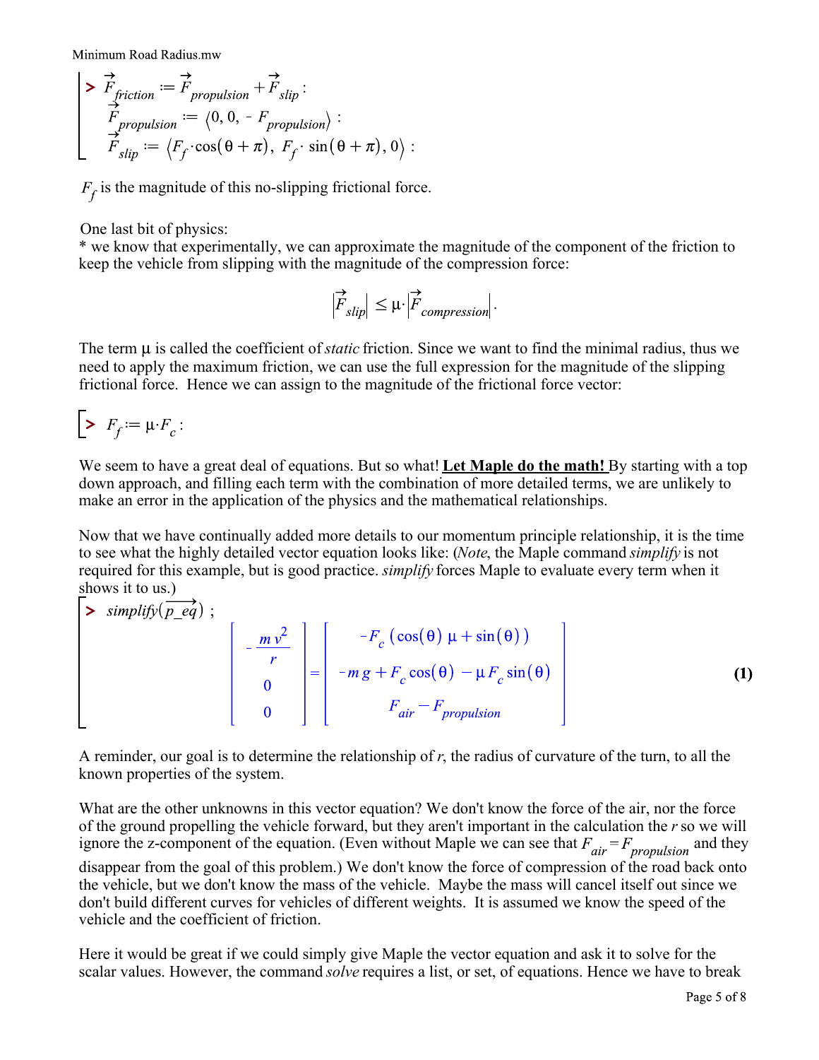```
> F_friction := F_propulsion + F_slip :
  F_propulsion := ⟨0, 0, - F_propulsion⟩ :
  F_slip := ⟨F_f·cos(θ + π), F_f·sin(θ + π), 0⟩ :
```

$$\vec{F}_{friction} := \vec{F}_{propulsion} + \vec{F}_{slip}:$$

$$\vec{F}_{propulsion} := \langle 0, 0, -F_{propulsion} \rangle:$$

$$\vec{F}_{slip} := \langle F_f \cdot \cos(\theta + \pi), F_f \cdot \sin(\theta + \pi), 0 \rangle:$$

$F_f$ is the magnitude of this no-slipping frictional force.

One last bit of physics:
* we know that experimentally, we can approximate the magnitude of the component of the friction to keep the vehicle from slipping with the magnitude of the compression force:

$$\left|\vec{F}_{slip}\right| \leq \mu \cdot \left|\vec{F}_{compression}\right|.$$

The term μ is called the coefficient of *static* friction. Since we want to find the minimal radius, thus we need to apply the maximum friction, we can use the full expression for the magnitude of the slipping frictional force. Hence we can assign to the magnitude of the frictional force vector:

```
> F_f := μ·F_c :
```

$$F_f := \mu \cdot F_c:$$

We seem to have a great deal of equations. But so what! **Let Maple do the math!** By starting with a top down approach, and filling each term with the combination of more detailed terms, we are unlikely to make an error in the application of the physics and the mathematical relationships.

Now that we have continually added more details to our momentum principle relationship, it is the time to see what the highly detailed vector equation looks like: (*Note*, the Maple command *simplify* is not required for this example, but is good practice. *simplify* forces Maple to evaluate every term when it shows it to us.)

```
> simplify(p_eq) ;
```

$$\begin{bmatrix} -\dfrac{m v^2}{r} \\ 0 \\ 0 \end{bmatrix} = \begin{bmatrix} -F_c \left(\cos(\theta)\,\mu + \sin(\theta)\right) \\ -m g + F_c \cos(\theta) - \mu F_c \sin(\theta) \\ F_{air} - F_{propulsion} \end{bmatrix} \qquad (1)$$

A reminder, our goal is to determine the relationship of *r*, the radius of curvature of the turn, to all the known properties of the system.

What are the other unknowns in this vector equation? We don't know the force of the air, nor the force of the ground propelling the vehicle forward, but they aren't important in the calculation the *r* so we will ignore the z-component of the equation. (Even without Maple we can see that $F_{air} = F_{propulsion}$ and they disappear from the goal of this problem.) We don't know the force of compression of the road back onto the vehicle, but we don't know the mass of the vehicle. Maybe the mass will cancel itself out since we don't build different curves for vehicles of different weights. It is assumed we know the speed of the vehicle and the coefficient of friction.

Here it would be great if we could simply give Maple the vector equation and ask it to solve for the scalar values. However, the command *solve* requires a list, or set, of equations. Hence we have to break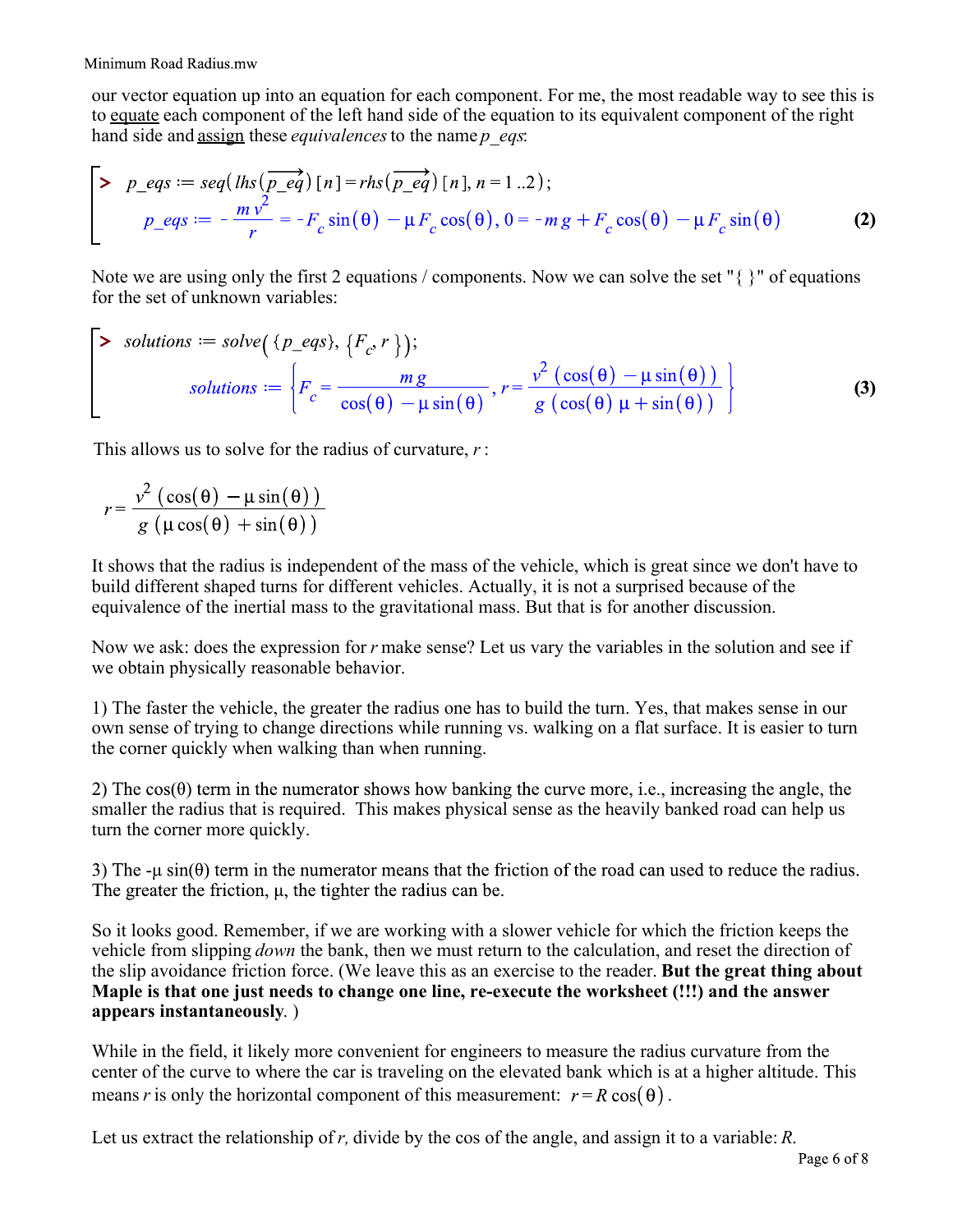our vector equation up into an equation for each component. For me, the most readable way to see this is to equate each component of the left hand side of the equation to its equivalent component of the right hand side and assign these *equivalences* to the name *p_eqs*:

```
> p_eqs := seq(lhs(p_eq→)[n] = rhs(p_eq→)[n], n = 1 ..2);
```

$$p\_eqs := -\frac{m v^2}{r} = -F_c \sin(\theta) - \mu F_c \cos(\theta),\ 0 = -m g + F_c \cos(\theta) - \mu F_c \sin(\theta) \tag{2}$$

Note we are using only the first 2 equations / components. Now we can solve the set "{ }" of equations for the set of unknown variables:

```
> solutions := solve({p_eqs}, {F_c, r});
```

$$solutions := \left\{ F_c = \frac{m g}{\cos(\theta) - \mu \sin(\theta)},\ r = \frac{v^2 (\cos(\theta) - \mu \sin(\theta))}{g (\cos(\theta) \mu + \sin(\theta))} \right\} \tag{3}$$

This allows us to solve for the radius of curvature, $r$ :

$$r = \frac{v^2 (\cos(\theta) - \mu \sin(\theta))}{g (\mu \cos(\theta) + \sin(\theta))}$$

It shows that the radius is independent of the mass of the vehicle, which is great since we don't have to build different shaped turns for different vehicles. Actually, it is not a surprised because of the equivalence of the inertial mass to the gravitational mass. But that is for another discussion.

Now we ask: does the expression for $r$ make sense? Let us vary the variables in the solution and see if we obtain physically reasonable behavior.

1) The faster the vehicle, the greater the radius one has to build the turn. Yes, that makes sense in our own sense of trying to change directions while running vs. walking on a flat surface. It is easier to turn the corner quickly when walking than when running.

2) The cos(θ) term in the numerator shows how banking the curve more, i.e., increasing the angle, the smaller the radius that is required. This makes physical sense as the heavily banked road can help us turn the corner more quickly.

3) The -μ sin(θ) term in the numerator means that the friction of the road can used to reduce the radius. The greater the friction, μ, the tighter the radius can be.

So it looks good. Remember, if we are working with a slower vehicle for which the friction keeps the vehicle from slipping *down* the bank, then we must return to the calculation, and reset the direction of the slip avoidance friction force. (We leave this as an exercise to the reader. **But the great thing about Maple is that one just needs to change one line, re-execute the worksheet (!!!) and the answer appears instantaneously**. )

While in the field, it likely more convenient for engineers to measure the radius curvature from the center of the curve to where the car is traveling on the elevated bank which is at a higher altitude. This means $r$ is only the horizontal component of this measurement: $r = R \cos(\theta)$.

Let us extract the relationship of $r$, divide by the cos of the angle, and assign it to a variable: $R$.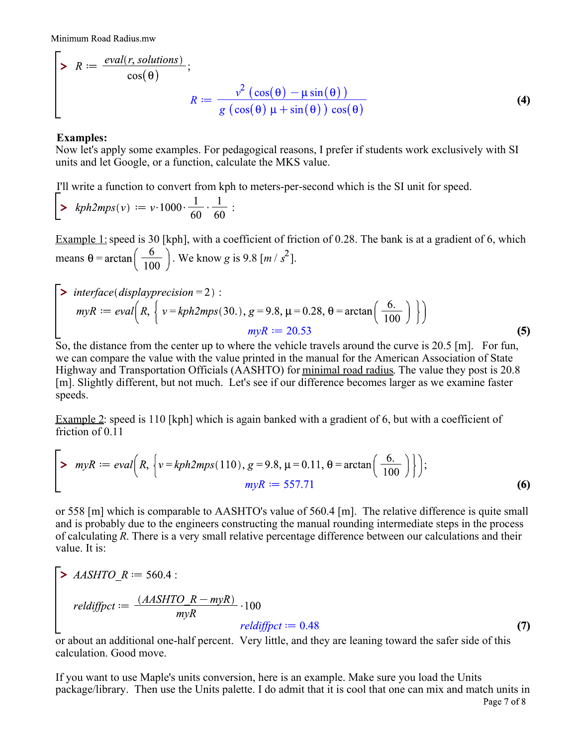```
> R := eval(r, solutions)/cos(θ);
```

$$R := \frac{v^2\left(\cos(\theta) - \mu \sin(\theta)\right)}{g\left(\cos(\theta)\,\mu + \sin(\theta)\right)\cos(\theta)} \quad (4)$$

**Examples:**

Now let's apply some examples. For pedagogical reasons, I prefer if students work exclusively with SI units and let Google, or a function, calculate the MKS value.

I'll write a function to convert from kph to meters-per-second which is the SI unit for speed.

$$> \; kph2mps(v) := v \cdot 1000 \cdot \frac{1}{60} \cdot \frac{1}{60} :$$

Example 1: speed is 30 [kph], with a coefficient of friction of 0.28. The bank is at a gradient of 6, which means $\theta = \arctan\left(\frac{6}{100}\right)$. We know $g$ is 9.8 [$m/s^2$].

$$> \; interface(displayprecision = 2) :$$

$$myR := eval\left(R, \left\{ v = kph2mps(30.), g = 9.8, \mu = 0.28, \theta = \arctan\left(\frac{6.}{100}\right) \right\}\right)$$

$$myR := 20.53 \quad (5)$$

So, the distance from the center up to where the vehicle travels around the curve is 20.5 [m]. For fun, we can compare the value with the value printed in the manual for the American Association of State Highway and Transportation Officials (AASHTO) for minimal road radius. The value they post is 20.8 [m]. Slightly different, but not much. Let's see if our difference becomes larger as we examine faster speeds.

Example 2: speed is 110 [kph] which is again banked with a gradient of 6, but with a coefficient of friction of 0.11

$$> \; myR := eval\left(R, \left\{ v = kph2mps(110), g = 9.8, \mu = 0.11, \theta = \arctan\left(\frac{6.}{100}\right) \right\}\right);$$

$$myR := 557.71 \quad (6)$$

or 558 [m] which is comparable to AASHTO's value of 560.4 [m]. The relative difference is quite small and is probably due to the engineers constructing the manual rounding intermediate steps in the process of calculating $R$. There is a very small relative percentage difference between our calculations and their value. It is:

$$> \; AASHTO\_R := 560.4 :$$

$$reldiffpct := \frac{(AASHTO\_R - myR)}{myR} \cdot 100$$

$$reldiffpct := 0.48 \quad (7)$$

or about an additional one-half percent. Very little, and they are leaning toward the safer side of this calculation. Good move.

If you want to use Maple's units conversion, here is an example. Make sure you load the Units package/library. Then use the Units palette. I do admit that it is cool that one can mix and match units in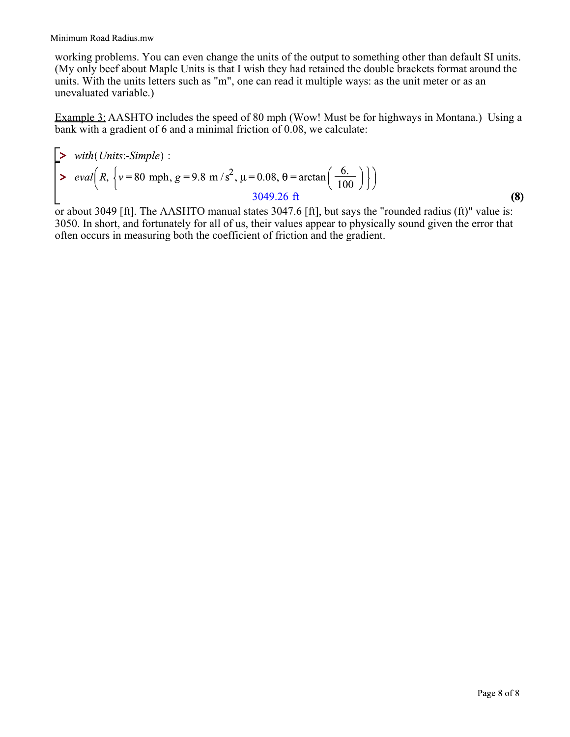working problems. You can even change the units of the output to something other than default SI units. (My only beef about Maple Units is that I wish they had retained the double brackets format around the units. With the units letters such as "m", one can read it multiple ways: as the unit meter or as an unevaluated variable.)

<u>Example 3:</u> AASHTO includes the speed of 80 mph (Wow! Must be for highways in Montana.) Using a bank with a gradient of 6 and a minimal friction of 0.08, we calculate:

```
> with(Units:-Simple) :
> eval(R, {v = 80 mph, g = 9.8 m/s^2, μ = 0.08, θ = arctan(6./100)})
```

$$3049.26 \text{ ft} \tag{8}$$

or about 3049 [ft]. The AASHTO manual states 3047.6 [ft], but says the "rounded radius (ft)" value is: 3050. In short, and fortunately for all of us, their values appear to physically sound given the error that often occurs in measuring both the coefficient of friction and the gradient.